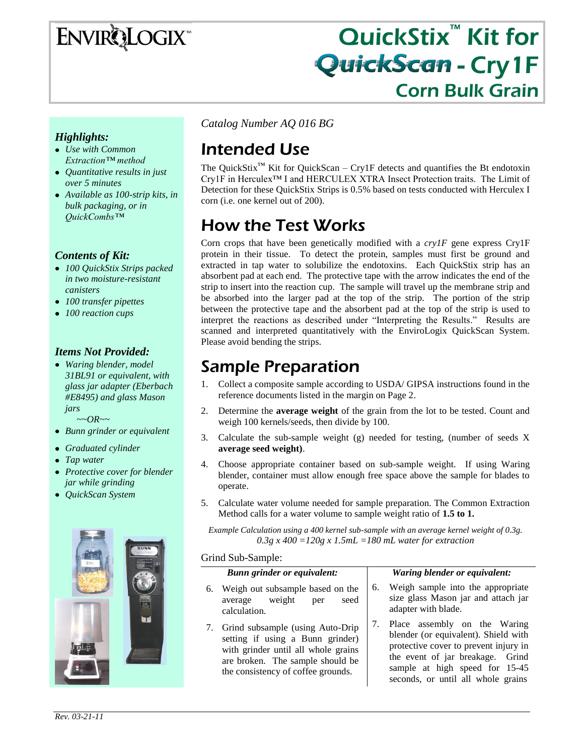# QuickStix™ Kit for QuickScan - Cry1F Corn Bulk Grain

ENVIROLOGIX™

### *Highlights:*

- *Use with Common Extraction™ method*
- *Quantitative results in just over 5 minutes*
- *Available as 100-strip kits, in bulk packaging, or in QuickCombs™*

### *Contents of Kit:*

- *100 QuickStix Strips packed in two moisture-resistant canisters*
- *100 transfer pipettes*
- *100 reaction cups*

### *Items Not Provided:*

- *Waring blender, model 31BL91 or equivalent, with glass jar adapter (Eberbach #E8495) and glass Mason jars*

  *~~OR~~*
- *Bunn grinder or equivalent*
- *Graduated cylinder*
- *Tap water*
- *Protective cover for blender jar while grinding*
- *QuickScan System*

*Catalog Number AQ 016 BG*

## Intended Use

The QuickStix™ Kit for QuickScan – Cry1F detects and quantifies the Bt endotoxin Cry1F in Herculex™ I and HERCULEX XTRA Insect Protection traits. The Limit of Detection for these QuickStix Strips is 0.5% based on tests conducted with Herculex I corn (i.e. one kernel out of 200).

## How the Test Works

Corn crops that have been genetically modified with a *cry1F* gene express Cry1F protein in their tissue. To detect the protein, samples must first be ground and extracted in tap water to solubilize the endotoxins. Each QuickStix strip has an absorbent pad at each end. The protective tape with the arrow indicates the end of the strip to insert into the reaction cup. The sample will travel up the membrane strip and be absorbed into the larger pad at the top of the strip. The portion of the strip between the protective tape and the absorbent pad at the top of the strip is used to interpret the reactions as described under "Interpreting the Results." Results are scanned and interpreted quantitatively with the EnviroLogix QuickScan System. Please avoid bending the strips.

## Sample Preparation

1. Collect a composite sample according to USDA/ GIPSA instructions found in the reference documents listed in the margin on Page 2.
2. Determine the **average weight** of the grain from the lot to be tested. Count and weigh 100 kernels/seeds, then divide by 100.
3. Calculate the sub-sample weight (g) needed for testing, (number of seeds X **average seed weight)**.
4. Choose appropriate container based on sub-sample weight. If using Waring blender, container must allow enough free space above the sample for blades to operate.
5. Calculate water volume needed for sample preparation. The Common Extraction Method calls for a water volume to sample weight ratio of **1.5 to 1.**

*Example Calculation using a 400 kernel sub-sample with an average kernel weight of 0.3g.*
*0.3g x 400 =120g x 1.5mL =180 mL water for extraction*

Grind Sub-Sample:

| *Bunn grinder or equivalent:* | *Waring blender or equivalent:* |
|---|---|
| 6. Weigh out subsample based on the average weight per seed calculation. | 6. Weigh sample into the appropriate size glass Mason jar and attach jar adapter with blade. |
| 7. Grind subsample (using Auto-Drip setting if using a Bunn grinder) with grinder until all whole grains are broken. The sample should be the consistency of coffee grounds. | 7. Place assembly on the Waring blender (or equivalent). Shield with protective cover to prevent injury in the event of jar breakage. Grind sample at high speed for 15-45 seconds, or until all whole grains |

*Rev. 03-21-11*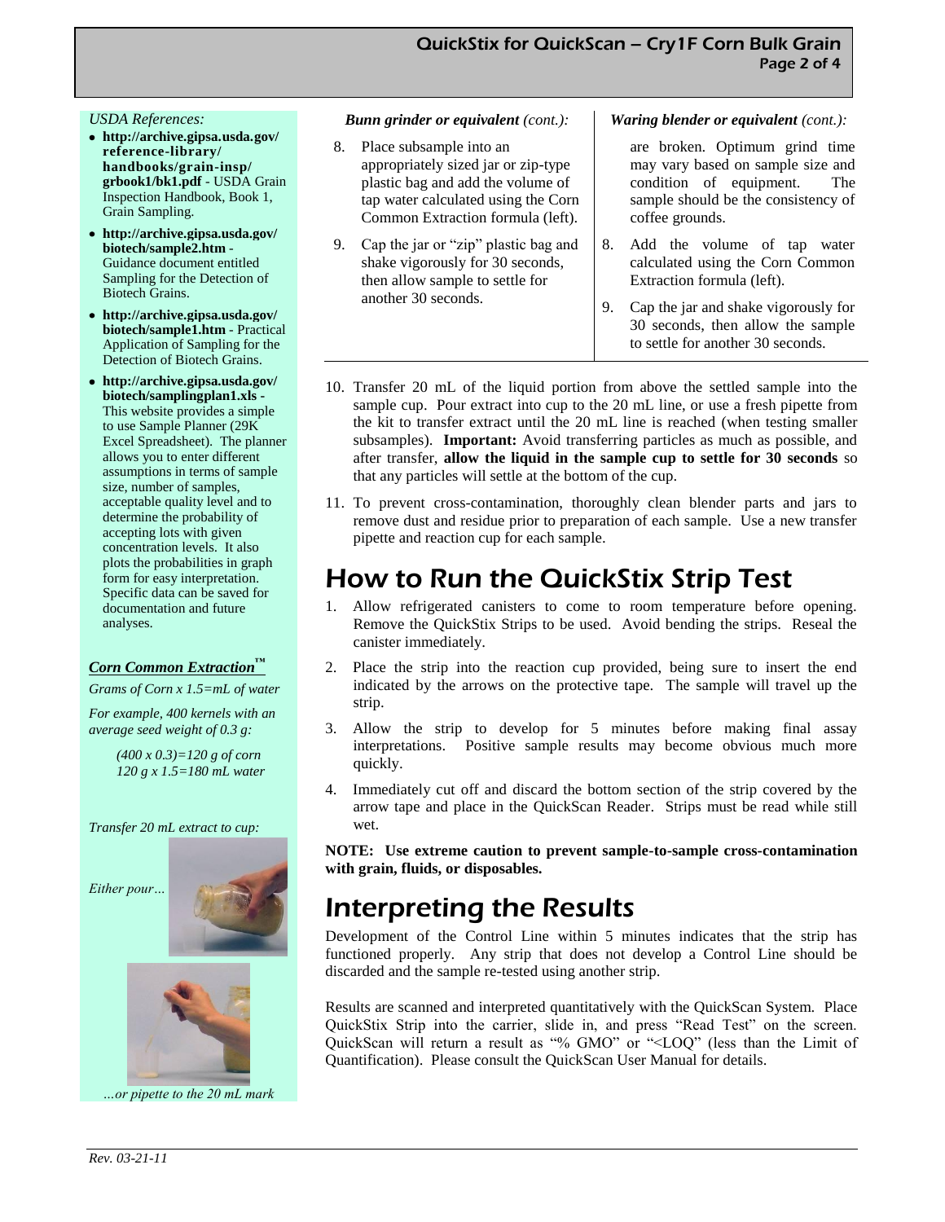*USDA References:*

- **http://archive.gipsa.usda.gov/reference-library/handbooks/grain-insp/grbook1/bk1.pdf** - USDA Grain Inspection Handbook, Book 1, Grain Sampling.
- **http://archive.gipsa.usda.gov/biotech/sample2.htm** - Guidance document entitled Sampling for the Detection of Biotech Grains.
- **http://archive.gipsa.usda.gov/biotech/sample1.htm** - Practical Application of Sampling for the Detection of Biotech Grains.
- **http://archive.gipsa.usda.gov/biotech/samplingplan1.xls** - This website provides a simple to use Sample Planner (29K Excel Spreadsheet). The planner allows you to enter different assumptions in terms of sample size, number of samples, acceptable quality level and to determine the probability of accepting lots with given concentration levels. It also plots the probabilities in graph form for easy interpretation. Specific data can be saved for documentation and future analyses.

***Corn Common Extraction™***

*Grams of Corn x 1.5=mL of water*

*For example, 400 kernels with an average seed weight of 0.3 g:*

*(400 x 0.3)=120 g of corn*
*120 g x 1.5=180 mL water*

*Transfer 20 mL extract to cup:*

*Either pour…*

*…or pipette to the 20 mL mark*

***Bunn grinder or equivalent** (cont.):*

8. Place subsample into an appropriately sized jar or zip-type plastic bag and add the volume of tap water calculated using the Corn Common Extraction formula (left).
9. Cap the jar or "zip" plastic bag and shake vigorously for 30 seconds, then allow sample to settle for another 30 seconds.

***Waring blender or equivalent** (cont.):*

are broken. Optimum grind time may vary based on sample size and condition of equipment. The sample should be the consistency of coffee grounds.

8. Add the volume of tap water calculated using the Corn Common Extraction formula (left).
9. Cap the jar and shake vigorously for 30 seconds, then allow the sample to settle for another 30 seconds.

10. Transfer 20 mL of the liquid portion from above the settled sample into the sample cup. Pour extract into cup to the 20 mL line, or use a fresh pipette from the kit to transfer extract until the 20 mL line is reached (when testing smaller subsamples). **Important:** Avoid transferring particles as much as possible, and after transfer, **allow the liquid in the sample cup to settle for 30 seconds** so that any particles will settle at the bottom of the cup.
11. To prevent cross-contamination, thoroughly clean blender parts and jars to remove dust and residue prior to preparation of each sample. Use a new transfer pipette and reaction cup for each sample.

# How to Run the QuickStix Strip Test

1. Allow refrigerated canisters to come to room temperature before opening. Remove the QuickStix Strips to be used. Avoid bending the strips. Reseal the canister immediately.
2. Place the strip into the reaction cup provided, being sure to insert the end indicated by the arrows on the protective tape. The sample will travel up the strip.
3. Allow the strip to develop for 5 minutes before making final assay interpretations. Positive sample results may become obvious much more quickly.
4. Immediately cut off and discard the bottom section of the strip covered by the arrow tape and place in the QuickScan Reader. Strips must be read while still wet.

**NOTE: Use extreme caution to prevent sample-to-sample cross-contamination with grain, fluids, or disposables.**

# Interpreting the Results

Development of the Control Line within 5 minutes indicates that the strip has functioned properly. Any strip that does not develop a Control Line should be discarded and the sample re-tested using another strip.

Results are scanned and interpreted quantitatively with the QuickScan System. Place QuickStix Strip into the carrier, slide in, and press "Read Test" on the screen. QuickScan will return a result as "% GMO" or "<LOQ" (less than the Limit of Quantification). Please consult the QuickScan User Manual for details.

*Rev. 03-21-11*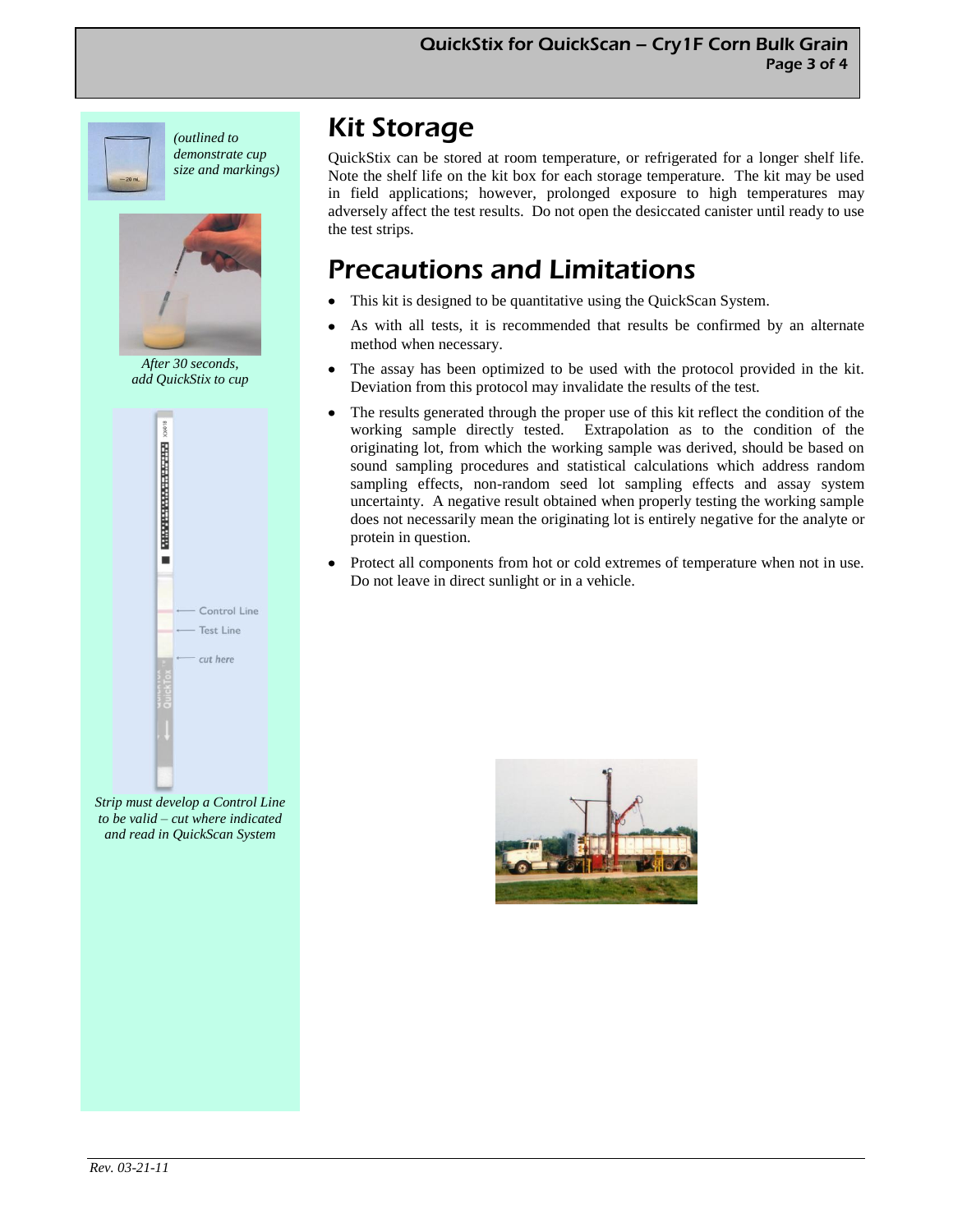*(outlined to demonstrate cup size and markings)*

*After 30 seconds, add QuickStix to cup*

Control Line

Test Line

*cut here*

*Strip must develop a Control Line to be valid – cut where indicated and read in QuickScan System*

## Kit Storage

QuickStix can be stored at room temperature, or refrigerated for a longer shelf life. Note the shelf life on the kit box for each storage temperature. The kit may be used in field applications; however, prolonged exposure to high temperatures may adversely affect the test results. Do not open the desiccated canister until ready to use the test strips.

## Precautions and Limitations

- This kit is designed to be quantitative using the QuickScan System.
- As with all tests, it is recommended that results be confirmed by an alternate method when necessary.
- The assay has been optimized to be used with the protocol provided in the kit. Deviation from this protocol may invalidate the results of the test.
- The results generated through the proper use of this kit reflect the condition of the working sample directly tested. Extrapolation as to the condition of the originating lot, from which the working sample was derived, should be based on sound sampling procedures and statistical calculations which address random sampling effects, non-random seed lot sampling effects and assay system uncertainty. A negative result obtained when properly testing the working sample does not necessarily mean the originating lot is entirely negative for the analyte or protein in question.
- Protect all components from hot or cold extremes of temperature when not in use. Do not leave in direct sunlight or in a vehicle.

*Rev. 03-21-11*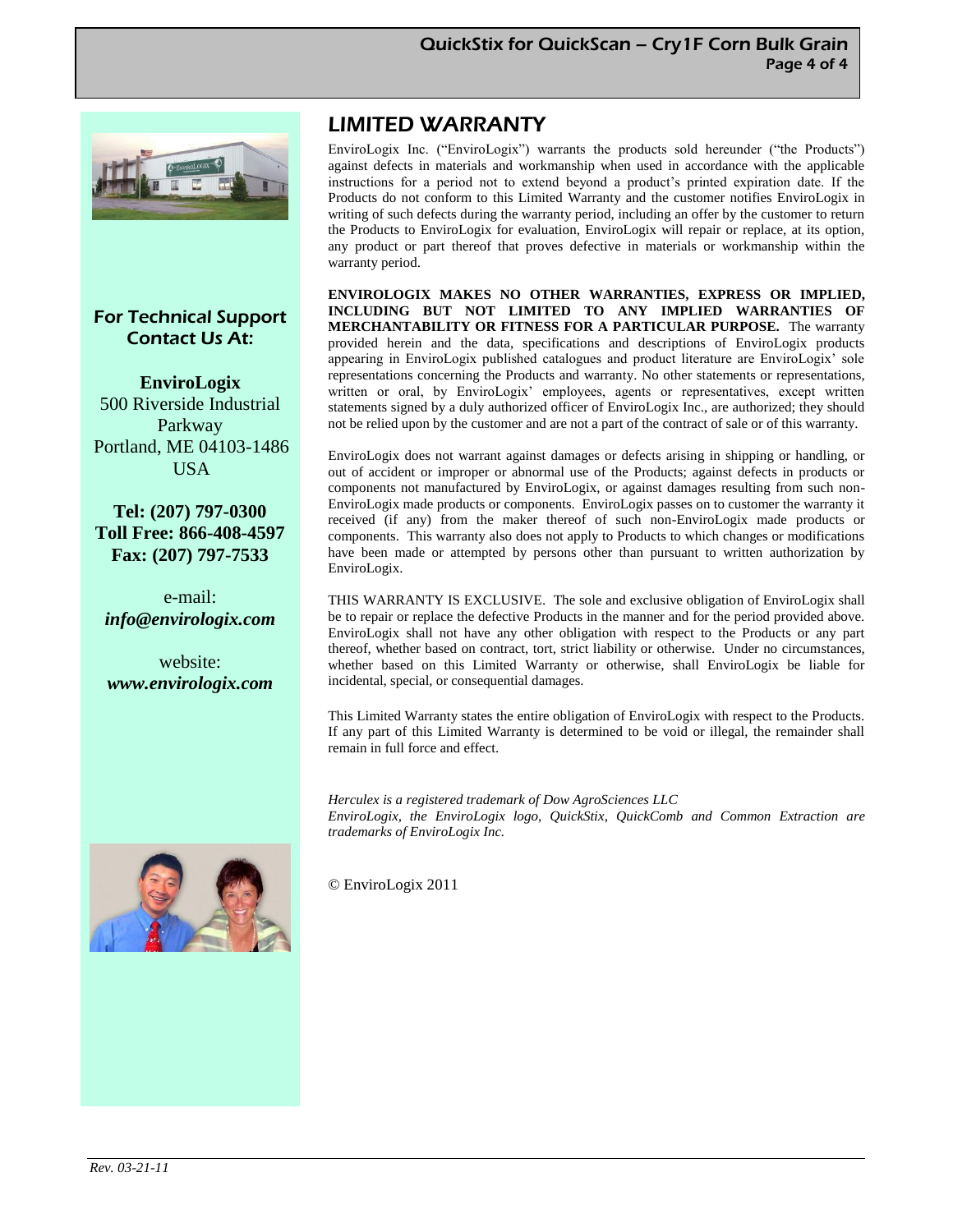## For Technical Support Contact Us At:

**EnviroLogix**
500 Riverside Industrial Parkway
Portland, ME 04103-1486
USA

**Tel: (207) 797-0300**
**Toll Free: 866-408-4597**
**Fax: (207) 797-7533**

e-mail:
***info@envirologix.com***

website:
***www.envirologix.com***

# LIMITED WARRANTY

EnviroLogix Inc. ("EnviroLogix") warrants the products sold hereunder ("the Products") against defects in materials and workmanship when used in accordance with the applicable instructions for a period not to extend beyond a product's printed expiration date. If the Products do not conform to this Limited Warranty and the customer notifies EnviroLogix in writing of such defects during the warranty period, including an offer by the customer to return the Products to EnviroLogix for evaluation, EnviroLogix will repair or replace, at its option, any product or part thereof that proves defective in materials or workmanship within the warranty period.

**ENVIROLOGIX MAKES NO OTHER WARRANTIES, EXPRESS OR IMPLIED, INCLUDING BUT NOT LIMITED TO ANY IMPLIED WARRANTIES OF MERCHANTABILITY OR FITNESS FOR A PARTICULAR PURPOSE.** The warranty provided herein and the data, specifications and descriptions of EnviroLogix products appearing in EnviroLogix published catalogues and product literature are EnviroLogix' sole representations concerning the Products and warranty. No other statements or representations, written or oral, by EnviroLogix' employees, agents or representatives, except written statements signed by a duly authorized officer of EnviroLogix Inc., are authorized; they should not be relied upon by the customer and are not a part of the contract of sale or of this warranty.

EnviroLogix does not warrant against damages or defects arising in shipping or handling, or out of accident or improper or abnormal use of the Products; against defects in products or components not manufactured by EnviroLogix, or against damages resulting from such non-EnviroLogix made products or components. EnviroLogix passes on to customer the warranty it received (if any) from the maker thereof of such non-EnviroLogix made products or components. This warranty also does not apply to Products to which changes or modifications have been made or attempted by persons other than pursuant to written authorization by EnviroLogix.

THIS WARRANTY IS EXCLUSIVE. The sole and exclusive obligation of EnviroLogix shall be to repair or replace the defective Products in the manner and for the period provided above. EnviroLogix shall not have any other obligation with respect to the Products or any part thereof, whether based on contract, tort, strict liability or otherwise. Under no circumstances, whether based on this Limited Warranty or otherwise, shall EnviroLogix be liable for incidental, special, or consequential damages.

This Limited Warranty states the entire obligation of EnviroLogix with respect to the Products. If any part of this Limited Warranty is determined to be void or illegal, the remainder shall remain in full force and effect.

*Herculex is a registered trademark of Dow AgroSciences LLC*
*EnviroLogix, the EnviroLogix logo, QuickStix, QuickComb and Common Extraction are trademarks of EnviroLogix Inc.*

© EnviroLogix 2011

*Rev. 03-21-11*